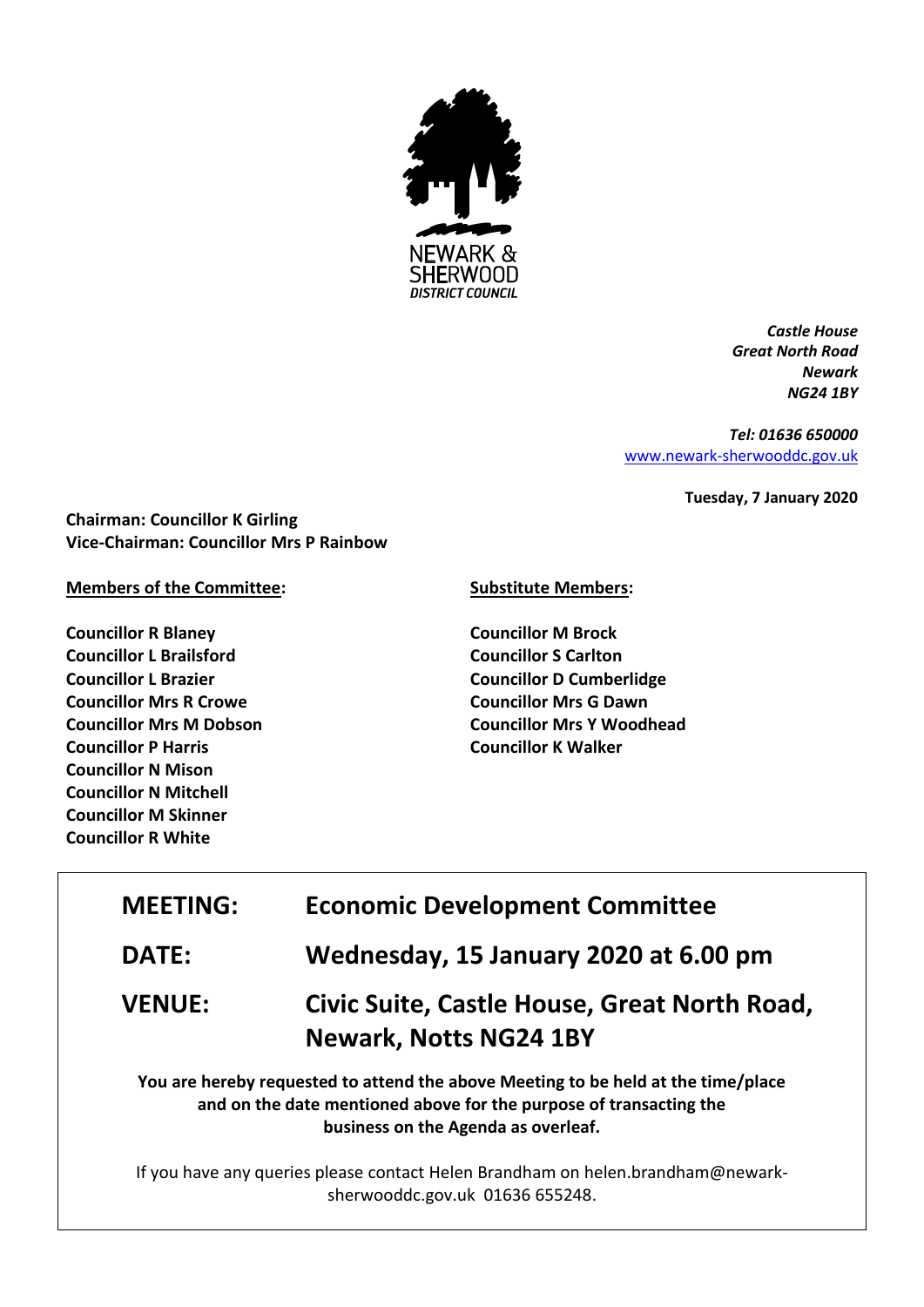NEWARK & SHERWOOD
*DISTRICT COUNCIL*

***Castle House***
***Great North Road***
***Newark***
***NG24 1BY***

***Tel: 01636 650000***
[www.newark-sherwooddc.gov.uk](http://www.newark-sherwooddc.gov.uk)

**Tuesday, 7 January 2020**

**Chairman: Councillor K Girling**
**Vice-Chairman: Councillor Mrs P Rainbow**

**Members of the Committee:**

**Councillor R Blaney**
**Councillor L Brailsford**
**Councillor L Brazier**
**Councillor Mrs R Crowe**
**Councillor Mrs M Dobson**
**Councillor P Harris**
**Councillor N Mison**
**Councillor N Mitchell**
**Councillor M Skinner**
**Councillor R White**

**Substitute Members:**

**Councillor M Brock**
**Councillor S Carlton**
**Councillor D Cumberlidge**
**Councillor Mrs G Dawn**
**Councillor Mrs Y Woodhead**
**Councillor K Walker**

| | |
|---|---|
| **MEETING:** | **Economic Development Committee** |
| **DATE:** | **Wednesday, 15 January 2020 at 6.00 pm** |
| **VENUE:** | **Civic Suite, Castle House, Great North Road, Newark, Notts NG24 1BY** |

**You are hereby requested to attend the above Meeting to be held at the time/place and on the date mentioned above for the purpose of transacting the business on the Agenda as overleaf.**

If you have any queries please contact Helen Brandham on helen.brandham@newark-sherwooddc.gov.uk 01636 655248.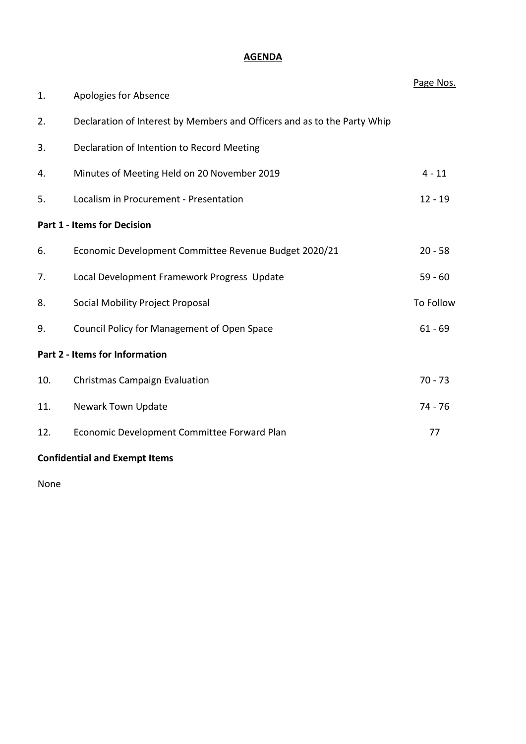# AGENDA

| | | Page Nos. |
|---|---|---|
| 1. | Apologies for Absence | |
| 2. | Declaration of Interest by Members and Officers and as to the Party Whip | |
| 3. | Declaration of Intention to Record Meeting | |
| 4. | Minutes of Meeting Held on 20 November 2019 | 4 - 11 |
| 5. | Localism in Procurement - Presentation | 12 - 19 |
| **Part 1 - Items for Decision** | | |
| 6. | Economic Development Committee Revenue Budget 2020/21 | 20 - 58 |
| 7. | Local Development Framework Progress Update | 59 - 60 |
| 8. | Social Mobility Project Proposal | To Follow |
| 9. | Council Policy for Management of Open Space | 61 - 69 |
| **Part 2 - Items for Information** | | |
| 10. | Christmas Campaign Evaluation | 70 - 73 |
| 11. | Newark Town Update | 74 - 76 |
| 12. | Economic Development Committee Forward Plan | 77 |

**Confidential and Exempt Items**

None